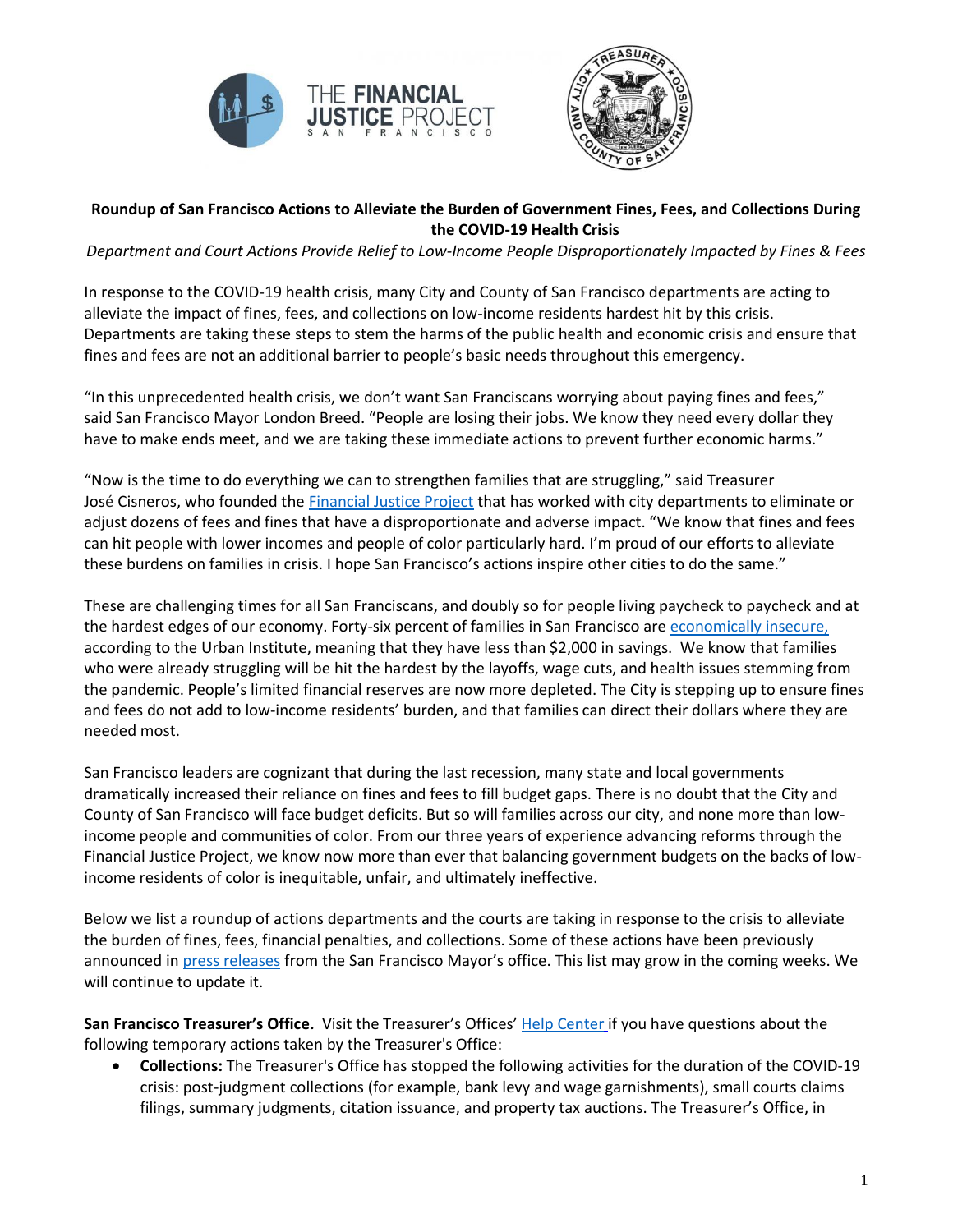**Roundup of San Francisco Actions to Alleviate the Burden of Government Fines, Fees, and Collections During the COVID-19 Health Crisis**

*Department and Court Actions Provide Relief to Low-Income People Disproportionately Impacted by Fines & Fees*

In response to the COVID-19 health crisis, many City and County of San Francisco departments are acting to alleviate the impact of fines, fees, and collections on low-income residents hardest hit by this crisis. Departments are taking these steps to stem the harms of the public health and economic crisis and ensure that fines and fees are not an additional barrier to people's basic needs throughout this emergency.

"In this unprecedented health crisis, we don't want San Franciscans worrying about paying fines and fees," said San Francisco Mayor London Breed. "People are losing their jobs. We know they need every dollar they have to make ends meet, and we are taking these immediate actions to prevent further economic harms."

"Now is the time to do everything we can to strengthen families that are struggling," said Treasurer José Cisneros, who founded the Financial Justice Project that has worked with city departments to eliminate or adjust dozens of fees and fines that have a disproportionate and adverse impact. "We know that fines and fees can hit people with lower incomes and people of color particularly hard. I'm proud of our efforts to alleviate these burdens on families in crisis. I hope San Francisco's actions inspire other cities to do the same."

These are challenging times for all San Franciscans, and doubly so for people living paycheck to paycheck and at the hardest edges of our economy. Forty-six percent of families in San Francisco are economically insecure, according to the Urban Institute, meaning that they have less than $2,000 in savings. We know that families who were already struggling will be hit the hardest by the layoffs, wage cuts, and health issues stemming from the pandemic. People's limited financial reserves are now more depleted. The City is stepping up to ensure fines and fees do not add to low-income residents' burden, and that families can direct their dollars where they are needed most.

San Francisco leaders are cognizant that during the last recession, many state and local governments dramatically increased their reliance on fines and fees to fill budget gaps. There is no doubt that the City and County of San Francisco will face budget deficits. But so will families across our city, and none more than low-income people and communities of color. From our three years of experience advancing reforms through the Financial Justice Project, we know now more than ever that balancing government budgets on the backs of low-income residents of color is inequitable, unfair, and ultimately ineffective.

Below we list a roundup of actions departments and the courts are taking in response to the crisis to alleviate the burden of fines, fees, financial penalties, and collections. Some of these actions have been previously announced in press releases from the San Francisco Mayor's office. This list may grow in the coming weeks. We will continue to update it.

**San Francisco Treasurer's Office.** Visit the Treasurer's Offices' Help Center if you have questions about the following temporary actions taken by the Treasurer's Office:

- **Collections:** The Treasurer's Office has stopped the following activities for the duration of the COVID-19 crisis: post-judgment collections (for example, bank levy and wage garnishments), small courts claims filings, summary judgments, citation issuance, and property tax auctions. The Treasurer's Office, in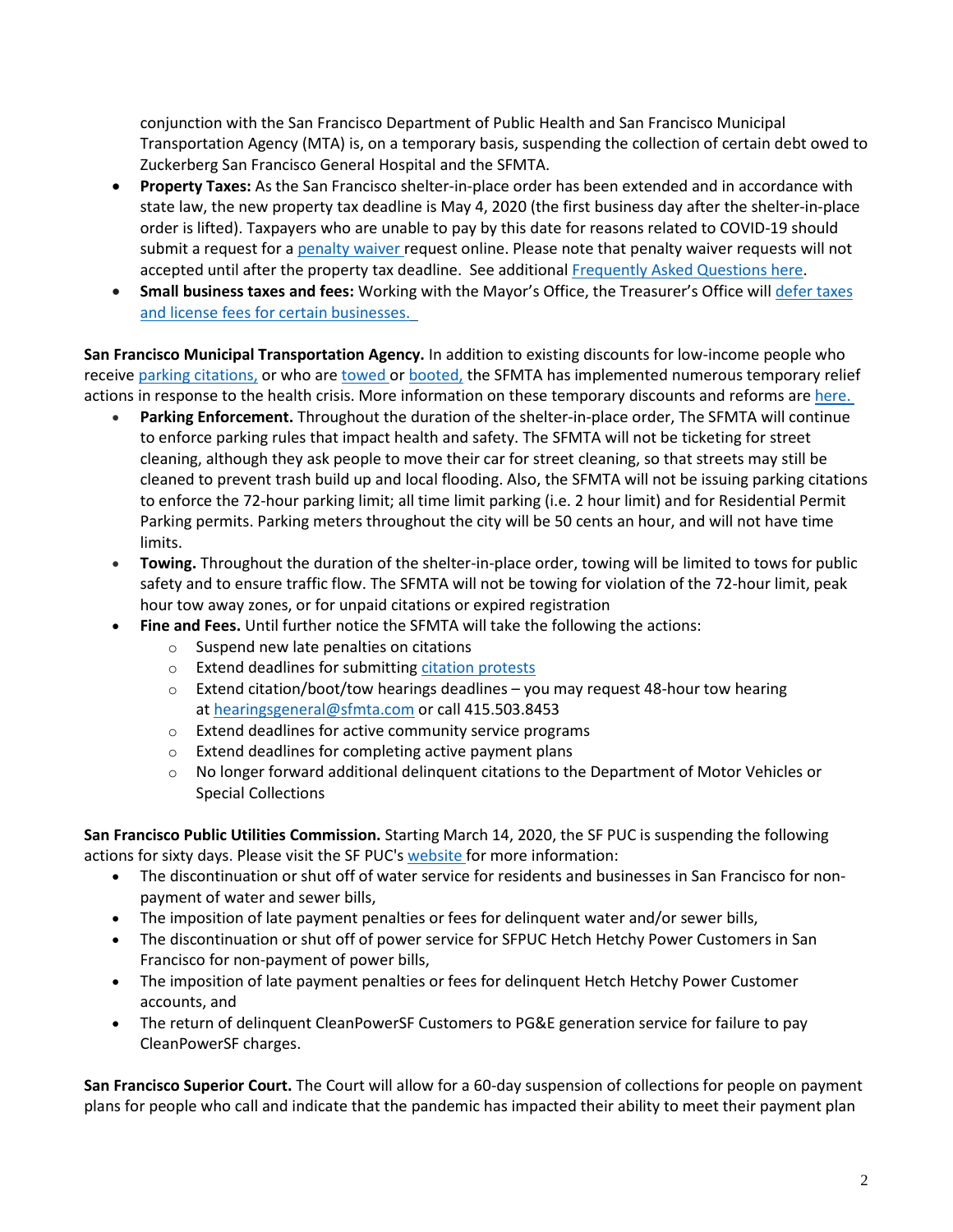conjunction with the San Francisco Department of Public Health and San Francisco Municipal Transportation Agency (MTA) is, on a temporary basis, suspending the collection of certain debt owed to Zuckerberg San Francisco General Hospital and the SFMTA.

- **Property Taxes:** As the San Francisco shelter-in-place order has been extended and in accordance with state law, the new property tax deadline is May 4, 2020 (the first business day after the shelter-in-place order is lifted). Taxpayers who are unable to pay by this date for reasons related to COVID-19 should submit a request for a penalty waiver request online. Please note that penalty waiver requests will not accepted until after the property tax deadline. See additional Frequently Asked Questions here.
- **Small business taxes and fees:** Working with the Mayor's Office, the Treasurer's Office will defer taxes and license fees for certain businesses.

**San Francisco Municipal Transportation Agency.** In addition to existing discounts for low-income people who receive parking citations, or who are towed or booted, the SFMTA has implemented numerous temporary relief actions in response to the health crisis. More information on these temporary discounts and reforms are here.

- **Parking Enforcement.** Throughout the duration of the shelter-in-place order, The SFMTA will continue to enforce parking rules that impact health and safety. The SFMTA will not be ticketing for street cleaning, although they ask people to move their car for street cleaning, so that streets may still be cleaned to prevent trash build up and local flooding. Also, the SFMTA will not be issuing parking citations to enforce the 72-hour parking limit; all time limit parking (i.e. 2 hour limit) and for Residential Permit Parking permits. Parking meters throughout the city will be 50 cents an hour, and will not have time limits.
- **Towing.** Throughout the duration of the shelter-in-place order, towing will be limited to tows for public safety and to ensure traffic flow. The SFMTA will not be towing for violation of the 72-hour limit, peak hour tow away zones, or for unpaid citations or expired registration
- **Fine and Fees.** Until further notice the SFMTA will take the following the actions:
  - Suspend new late penalties on citations
  - Extend deadlines for submitting citation protests
  - Extend citation/boot/tow hearings deadlines – you may request 48-hour tow hearing at hearingsgeneral@sfmta.com or call 415.503.8453
  - Extend deadlines for active community service programs
  - Extend deadlines for completing active payment plans
  - No longer forward additional delinquent citations to the Department of Motor Vehicles or Special Collections

**San Francisco Public Utilities Commission.** Starting March 14, 2020, the SF PUC is suspending the following actions for sixty days. Please visit the SF PUC's website for more information:

- The discontinuation or shut off of water service for residents and businesses in San Francisco for non-payment of water and sewer bills,
- The imposition of late payment penalties or fees for delinquent water and/or sewer bills,
- The discontinuation or shut off of power service for SFPUC Hetch Hetchy Power Customers in San Francisco for non-payment of power bills,
- The imposition of late payment penalties or fees for delinquent Hetch Hetchy Power Customer accounts, and
- The return of delinquent CleanPowerSF Customers to PG&E generation service for failure to pay CleanPowerSF charges.

**San Francisco Superior Court.** The Court will allow for a 60-day suspension of collections for people on payment plans for people who call and indicate that the pandemic has impacted their ability to meet their payment plan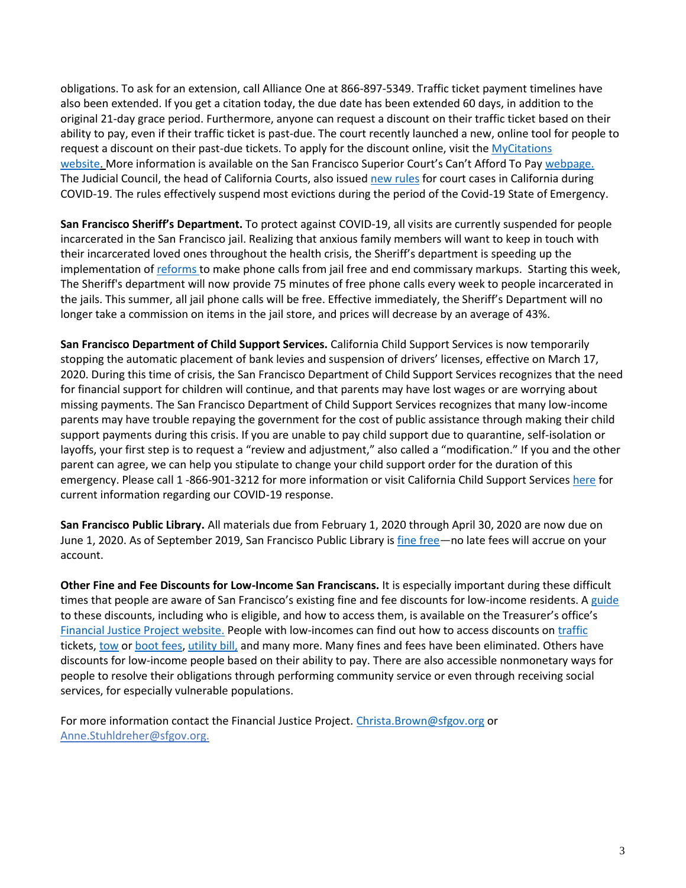obligations. To ask for an extension, call Alliance One at 866-897-5349. Traffic ticket payment timelines have also been extended. If you get a citation today, the due date has been extended 60 days, in addition to the original 21-day grace period. Furthermore, anyone can request a discount on their traffic ticket based on their ability to pay, even if their traffic ticket is past-due. The court recently launched a new, online tool for people to request a discount on their past-due tickets. To apply for the discount online, visit the MyCitations website. More information is available on the San Francisco Superior Court's Can't Afford To Pay webpage. The Judicial Council, the head of California Courts, also issued new rules for court cases in California during COVID-19. The rules effectively suspend most evictions during the period of the Covid-19 State of Emergency.

**San Francisco Sheriff's Department.** To protect against COVID-19, all visits are currently suspended for people incarcerated in the San Francisco jail. Realizing that anxious family members will want to keep in touch with their incarcerated loved ones throughout the health crisis, the Sheriff's department is speeding up the implementation of reforms to make phone calls from jail free and end commissary markups. Starting this week, The Sheriff's department will now provide 75 minutes of free phone calls every week to people incarcerated in the jails. This summer, all jail phone calls will be free. Effective immediately, the Sheriff's Department will no longer take a commission on items in the jail store, and prices will decrease by an average of 43%.

**San Francisco Department of Child Support Services.** California Child Support Services is now temporarily stopping the automatic placement of bank levies and suspension of drivers' licenses, effective on March 17, 2020. During this time of crisis, the San Francisco Department of Child Support Services recognizes that the need for financial support for children will continue, and that parents may have lost wages or are worrying about missing payments. The San Francisco Department of Child Support Services recognizes that many low-income parents may have trouble repaying the government for the cost of public assistance through making their child support payments during this crisis. If you are unable to pay child support due to quarantine, self-isolation or layoffs, your first step is to request a "review and adjustment," also called a "modification." If you and the other parent can agree, we can help you stipulate to change your child support order for the duration of this emergency. Please call 1 -866-901-3212 for more information or visit California Child Support Services here for current information regarding our COVID-19 response.

**San Francisco Public Library.** All materials due from February 1, 2020 through April 30, 2020 are now due on June 1, 2020. As of September 2019, San Francisco Public Library is fine free—no late fees will accrue on your account.

**Other Fine and Fee Discounts for Low-Income San Franciscans.** It is especially important during these difficult times that people are aware of San Francisco's existing fine and fee discounts for low-income residents. A guide to these discounts, including who is eligible, and how to access them, is available on the Treasurer's office's Financial Justice Project website. People with low-incomes can find out how to access discounts on traffic tickets, tow or boot fees, utility bill, and many more. Many fines and fees have been eliminated. Others have discounts for low-income people based on their ability to pay. There are also accessible nonmonetary ways for people to resolve their obligations through performing community service or even through receiving social services, for especially vulnerable populations.

For more information contact the Financial Justice Project. Christa.Brown@sfgov.org or Anne.Stuhldreher@sfgov.org.